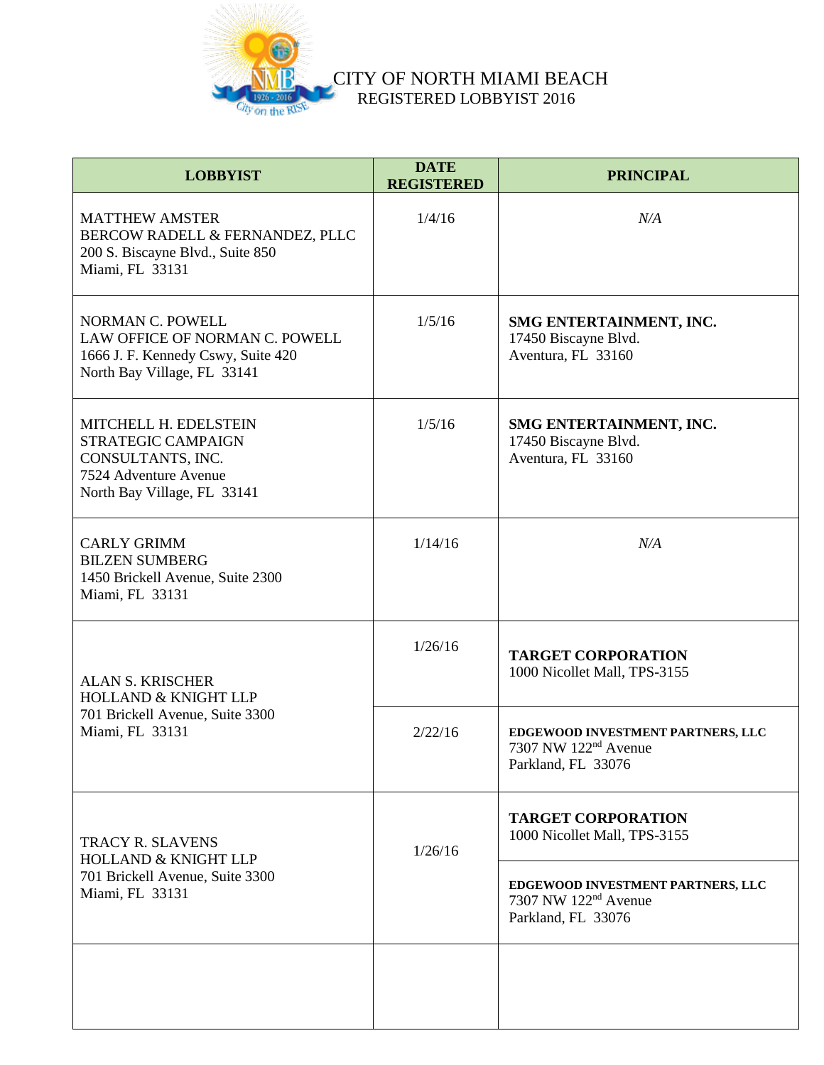# CITY OF NORTH MIAMI BEACH
## REGISTERED LOBBYIST 2016

| LOBBYIST | DATE REGISTERED | PRINCIPAL |
|---|---|---|
| MATTHEW AMSTER<br>BERCOW RADELL & FERNANDEZ, PLLC<br>200 S. Biscayne Blvd., Suite 850<br>Miami, FL 33131 | 1/4/16 | *N/A* |
| NORMAN C. POWELL<br>LAW OFFICE OF NORMAN C. POWELL<br>1666 J. F. Kennedy Cswy, Suite 420<br>North Bay Village, FL 33141 | 1/5/16 | **SMG ENTERTAINMENT, INC.**<br>17450 Biscayne Blvd.<br>Aventura, FL 33160 |
| MITCHELL H. EDELSTEIN<br>STRATEGIC CAMPAIGN CONSULTANTS, INC.<br>7524 Adventure Avenue<br>North Bay Village, FL 33141 | 1/5/16 | **SMG ENTERTAINMENT, INC.**<br>17450 Biscayne Blvd.<br>Aventura, FL 33160 |
| CARLY GRIMM<br>BILZEN SUMBERG<br>1450 Brickell Avenue, Suite 2300<br>Miami, FL 33131 | 1/14/16 | *N/A* |
| ALAN S. KRISCHER<br>HOLLAND & KNIGHT LLP<br>701 Brickell Avenue, Suite 3300<br>Miami, FL 33131 | 1/26/16 | **TARGET CORPORATION**<br>1000 Nicollet Mall, TPS-3155 |
| | 2/22/16 | **EDGEWOOD INVESTMENT PARTNERS, LLC**<br>7307 NW 122nd Avenue<br>Parkland, FL 33076 |
| TRACY R. SLAVENS<br>HOLLAND & KNIGHT LLP<br>701 Brickell Avenue, Suite 3300<br>Miami, FL 33131 | 1/26/16 | **TARGET CORPORATION**<br>1000 Nicollet Mall, TPS-3155 |
| | | **EDGEWOOD INVESTMENT PARTNERS, LLC**<br>7307 NW 122nd Avenue<br>Parkland, FL 33076 |
| | | |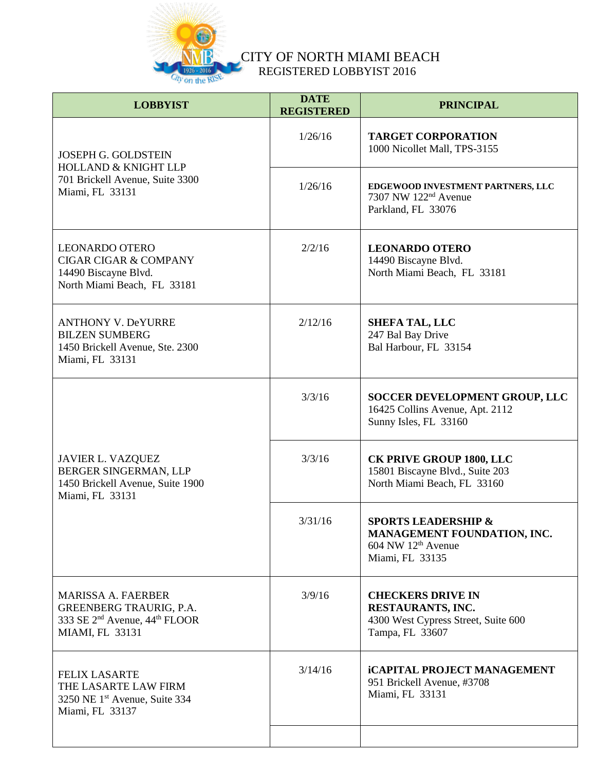# CITY OF NORTH MIAMI BEACH
## REGISTERED LOBBYIST 2016

| LOBBYIST | DATE REGISTERED | PRINCIPAL |
|---|---|---|
| JOSEPH G. GOLDSTEIN<br>HOLLAND & KNIGHT LLP<br>701 Brickell Avenue, Suite 3300<br>Miami, FL 33131 | 1/26/16 | **TARGET CORPORATION**<br>1000 Nicollet Mall, TPS-3155 |
| | 1/26/16 | **EDGEWOOD INVESTMENT PARTNERS, LLC**<br>7307 NW 122nd Avenue<br>Parkland, FL 33076 |
| LEONARDO OTERO<br>CIGAR CIGAR & COMPANY<br>14490 Biscayne Blvd.<br>North Miami Beach, FL 33181 | 2/2/16 | **LEONARDO OTERO**<br>14490 Biscayne Blvd.<br>North Miami Beach, FL 33181 |
| ANTHONY V. DeYURRE<br>BILZEN SUMBERG<br>1450 Brickell Avenue, Ste. 2300<br>Miami, FL 33131 | 2/12/16 | **SHEFA TAL, LLC**<br>247 Bal Bay Drive<br>Bal Harbour, FL 33154 |
| JAVIER L. VAZQUEZ<br>BERGER SINGERMAN, LLP<br>1450 Brickell Avenue, Suite 1900<br>Miami, FL 33131 | 3/3/16 | **SOCCER DEVELOPMENT GROUP, LLC**<br>16425 Collins Avenue, Apt. 2112<br>Sunny Isles, FL 33160 |
| | 3/3/16 | **CK PRIVE GROUP 1800, LLC**<br>15801 Biscayne Blvd., Suite 203<br>North Miami Beach, FL 33160 |
| | 3/31/16 | **SPORTS LEADERSHIP & MANAGEMENT FOUNDATION, INC.**<br>604 NW 12th Avenue<br>Miami, FL 33135 |
| MARISSA A. FAERBER<br>GREENBERG TRAURIG, P.A.<br>333 SE 2nd Avenue, 44th FLOOR<br>MIAMI, FL 33131 | 3/9/16 | **CHECKERS DRIVE IN RESTAURANTS, INC.**<br>4300 West Cypress Street, Suite 600<br>Tampa, FL 33607 |
| FELIX LASARTE<br>THE LASARTE LAW FIRM<br>3250 NE 1st Avenue, Suite 334<br>Miami, FL 33137 | 3/14/16 | **iCAPITAL PROJECT MANAGEMENT**<br>951 Brickell Avenue, #3708<br>Miami, FL 33131 |
| | | |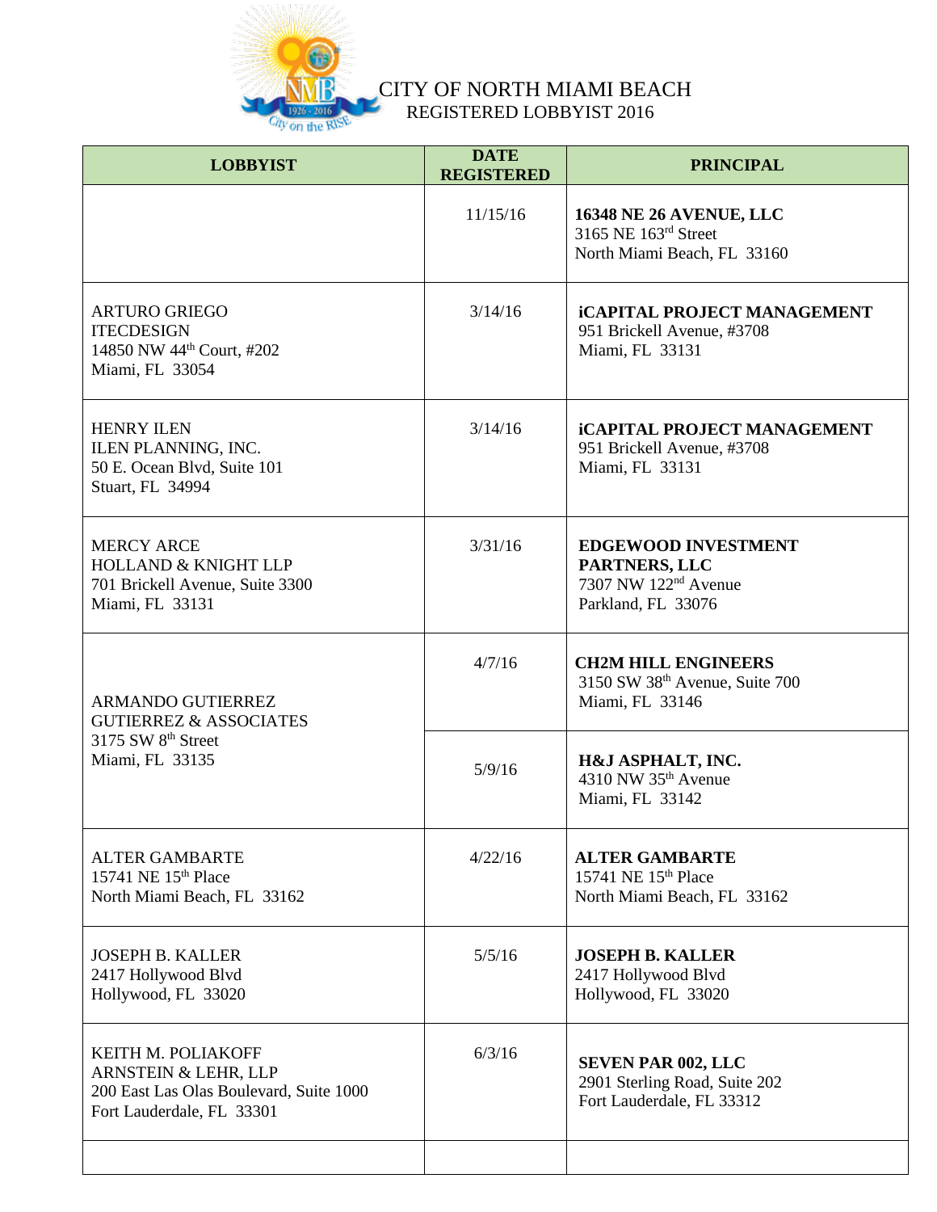# CITY OF NORTH MIAMI BEACH

## REGISTERED LOBBYIST 2016

| LOBBYIST | DATE REGISTERED | PRINCIPAL |
|---|---|---|
| | 11/15/16 | **16348 NE 26 AVENUE, LLC**<br>3165 NE 163rd Street<br>North Miami Beach, FL 33160 |
| ARTURO GRIEGO<br>ITECDESIGN<br>14850 NW 44th Court, #202<br>Miami, FL 33054 | 3/14/16 | **iCAPITAL PROJECT MANAGEMENT**<br>951 Brickell Avenue, #3708<br>Miami, FL 33131 |
| HENRY ILEN<br>ILEN PLANNING, INC.<br>50 E. Ocean Blvd, Suite 101<br>Stuart, FL 34994 | 3/14/16 | **iCAPITAL PROJECT MANAGEMENT**<br>951 Brickell Avenue, #3708<br>Miami, FL 33131 |
| MERCY ARCE<br>HOLLAND & KNIGHT LLP<br>701 Brickell Avenue, Suite 3300<br>Miami, FL 33131 | 3/31/16 | **EDGEWOOD INVESTMENT PARTNERS, LLC**<br>7307 NW 122nd Avenue<br>Parkland, FL 33076 |
| ARMANDO GUTIERREZ<br>GUTIERREZ & ASSOCIATES<br>3175 SW 8th Street<br>Miami, FL 33135 | 4/7/16 | **CH2M HILL ENGINEERS**<br>3150 SW 38th Avenue, Suite 700<br>Miami, FL 33146 |
| | 5/9/16 | **H&J ASPHALT, INC.**<br>4310 NW 35th Avenue<br>Miami, FL 33142 |
| ALTER GAMBARTE<br>15741 NE 15th Place<br>North Miami Beach, FL 33162 | 4/22/16 | **ALTER GAMBARTE**<br>15741 NE 15th Place<br>North Miami Beach, FL 33162 |
| JOSEPH B. KALLER<br>2417 Hollywood Blvd<br>Hollywood, FL 33020 | 5/5/16 | **JOSEPH B. KALLER**<br>2417 Hollywood Blvd<br>Hollywood, FL 33020 |
| KEITH M. POLIAKOFF<br>ARNSTEIN & LEHR, LLP<br>200 East Las Olas Boulevard, Suite 1000<br>Fort Lauderdale, FL 33301 | 6/3/16 | **SEVEN PAR 002, LLC**<br>2901 Sterling Road, Suite 202<br>Fort Lauderdale, FL 33312 |
| | | |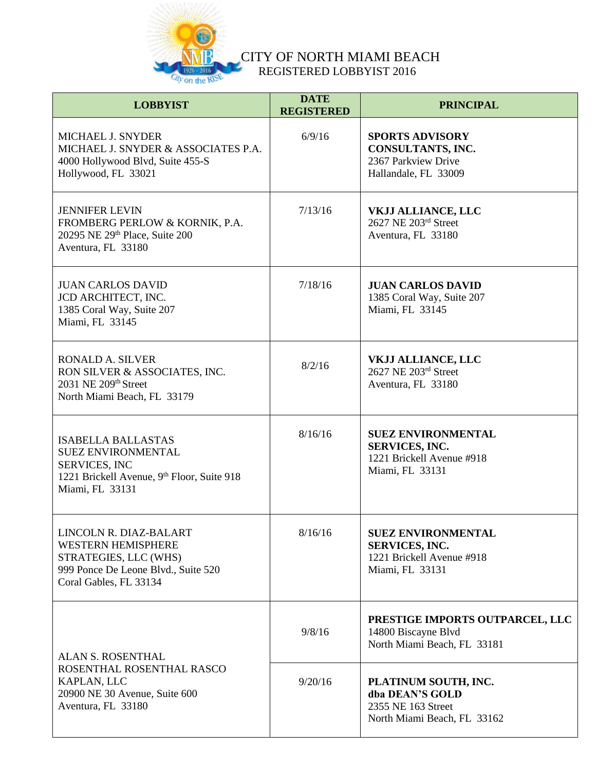# CITY OF NORTH MIAMI BEACH

## REGISTERED LOBBYIST 2016

| LOBBYIST | DATE REGISTERED | PRINCIPAL |
|---|---|---|
| MICHAEL J. SNYDER<br>MICHAEL J. SNYDER & ASSOCIATES P.A.<br>4000 Hollywood Blvd, Suite 455-S<br>Hollywood, FL 33021 | 6/9/16 | **SPORTS ADVISORY CONSULTANTS, INC.**<br>2367 Parkview Drive<br>Hallandale, FL 33009 |
| JENNIFER LEVIN<br>FROMBERG PERLOW & KORNIK, P.A.<br>20295 NE 29th Place, Suite 200<br>Aventura, FL 33180 | 7/13/16 | **VKJJ ALLIANCE, LLC**<br>2627 NE 203rd Street<br>Aventura, FL 33180 |
| JUAN CARLOS DAVID<br>JCD ARCHITECT, INC.<br>1385 Coral Way, Suite 207<br>Miami, FL 33145 | 7/18/16 | **JUAN CARLOS DAVID**<br>1385 Coral Way, Suite 207<br>Miami, FL 33145 |
| RONALD A. SILVER<br>RON SILVER & ASSOCIATES, INC.<br>2031 NE 209th Street<br>North Miami Beach, FL 33179 | 8/2/16 | **VKJJ ALLIANCE, LLC**<br>2627 NE 203rd Street<br>Aventura, FL 33180 |
| ISABELLA BALLASTAS<br>SUEZ ENVIRONMENTAL SERVICES, INC<br>1221 Brickell Avenue, 9th Floor, Suite 918<br>Miami, FL 33131 | 8/16/16 | **SUEZ ENVIRONMENTAL SERVICES, INC.**<br>1221 Brickell Avenue #918<br>Miami, FL 33131 |
| LINCOLN R. DIAZ-BALART<br>WESTERN HEMISPHERE STRATEGIES, LLC (WHS)<br>999 Ponce De Leone Blvd., Suite 520<br>Coral Gables, FL 33134 | 8/16/16 | **SUEZ ENVIRONMENTAL SERVICES, INC.**<br>1221 Brickell Avenue #918<br>Miami, FL 33131 |
| ALAN S. ROSENTHAL<br>ROSENTHAL ROSENTHAL RASCO KAPLAN, LLC<br>20900 NE 30 Avenue, Suite 600<br>Aventura, FL 33180 | 9/8/16 | **PRESTIGE IMPORTS OUTPARCEL, LLC**<br>14800 Biscayne Blvd<br>North Miami Beach, FL 33181 |
| | 9/20/16 | **PLATINUM SOUTH, INC. dba DEAN'S GOLD**<br>2355 NE 163 Street<br>North Miami Beach, FL 33162 |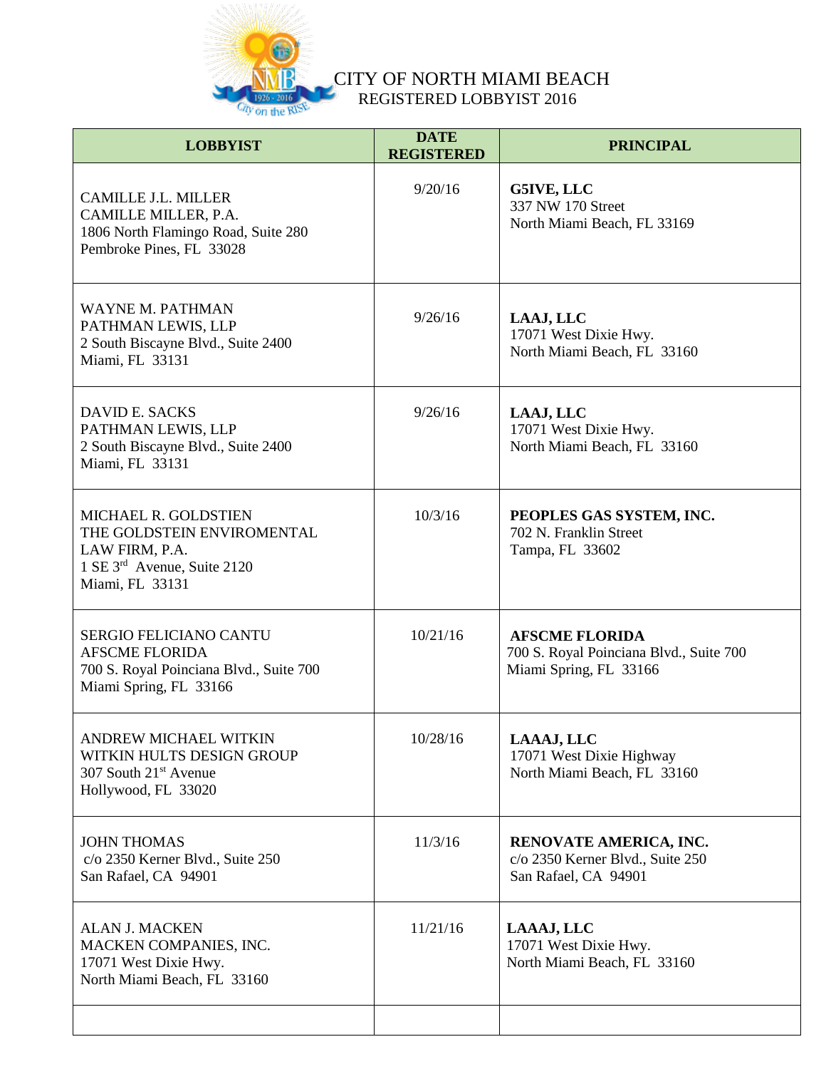# CITY OF NORTH MIAMI BEACH

## REGISTERED LOBBYIST 2016

| LOBBYIST | DATE REGISTERED | PRINCIPAL |
|---|---|---|
| CAMILLE J.L. MILLER<br>CAMILLE MILLER, P.A.<br>1806 North Flamingo Road, Suite 280<br>Pembroke Pines, FL 33028 | 9/20/16 | **G5IVE, LLC**<br>337 NW 170 Street<br>North Miami Beach, FL 33169 |
| WAYNE M. PATHMAN<br>PATHMAN LEWIS, LLP<br>2 South Biscayne Blvd., Suite 2400<br>Miami, FL 33131 | 9/26/16 | **LAAJ, LLC**<br>17071 West Dixie Hwy.<br>North Miami Beach, FL 33160 |
| DAVID E. SACKS<br>PATHMAN LEWIS, LLP<br>2 South Biscayne Blvd., Suite 2400<br>Miami, FL 33131 | 9/26/16 | **LAAJ, LLC**<br>17071 West Dixie Hwy.<br>North Miami Beach, FL 33160 |
| MICHAEL R. GOLDSTIEN<br>THE GOLDSTEIN ENVIROMENTAL LAW FIRM, P.A.<br>1 SE 3rd Avenue, Suite 2120<br>Miami, FL 33131 | 10/3/16 | **PEOPLES GAS SYSTEM, INC.**<br>702 N. Franklin Street<br>Tampa, FL 33602 |
| SERGIO FELICIANO CANTU<br>AFSCME FLORIDA<br>700 S. Royal Poinciana Blvd., Suite 700<br>Miami Spring, FL 33166 | 10/21/16 | **AFSCME FLORIDA**<br>700 S. Royal Poinciana Blvd., Suite 700<br>Miami Spring, FL 33166 |
| ANDREW MICHAEL WITKIN<br>WITKIN HULTS DESIGN GROUP<br>307 South 21st Avenue<br>Hollywood, FL 33020 | 10/28/16 | **LAAAJ, LLC**<br>17071 West Dixie Highway<br>North Miami Beach, FL 33160 |
| JOHN THOMAS<br>c/o 2350 Kerner Blvd., Suite 250<br>San Rafael, CA 94901 | 11/3/16 | **RENOVATE AMERICA, INC.**<br>c/o 2350 Kerner Blvd., Suite 250<br>San Rafael, CA 94901 |
| ALAN J. MACKEN<br>MACKEN COMPANIES, INC.<br>17071 West Dixie Hwy.<br>North Miami Beach, FL 33160 | 11/21/16 | **LAAAJ, LLC**<br>17071 West Dixie Hwy.<br>North Miami Beach, FL 33160 |
| | | |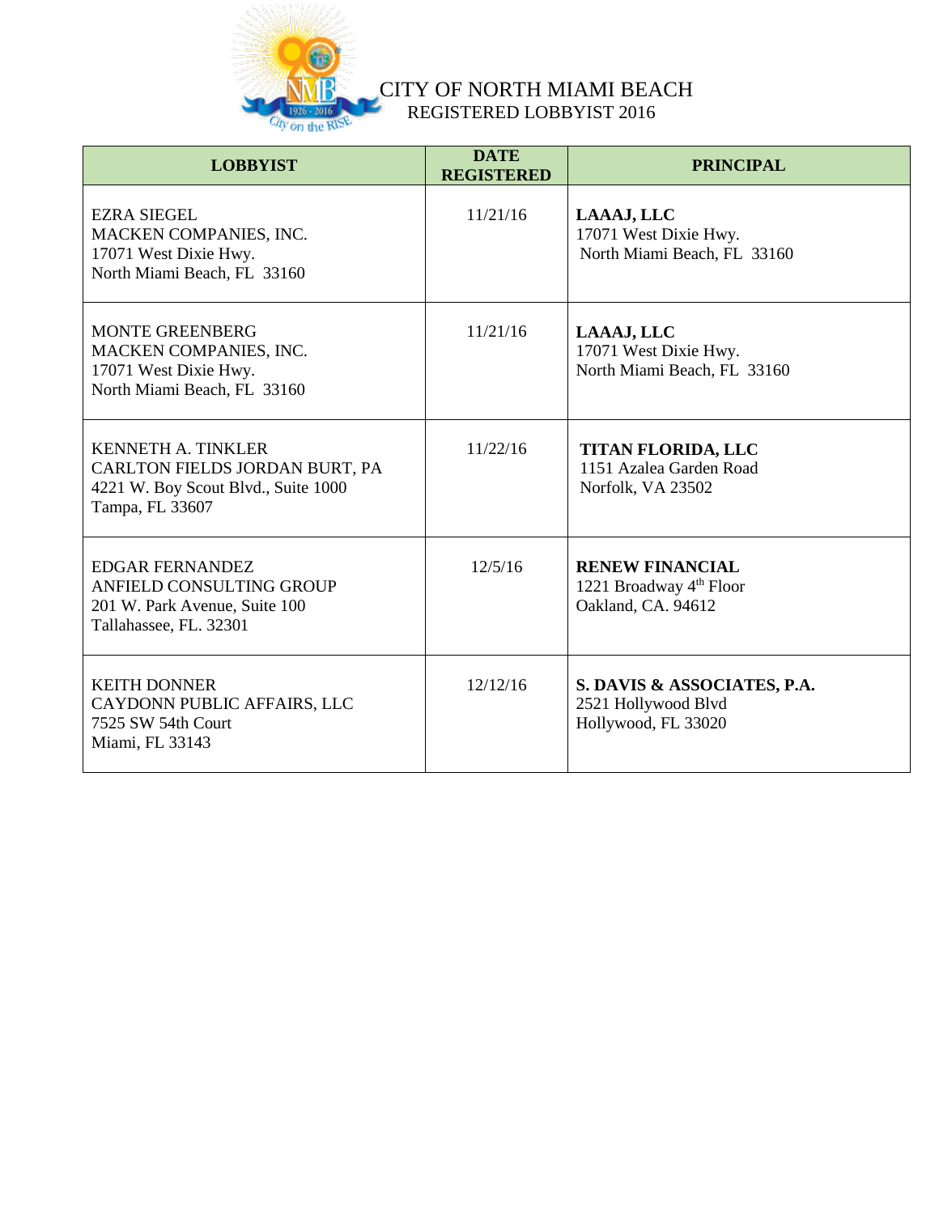# CITY OF NORTH MIAMI BEACH

## REGISTERED LOBBYIST 2016

| LOBBYIST | DATE REGISTERED | PRINCIPAL |
|---|---|---|
| EZRA SIEGEL<br>MACKEN COMPANIES, INC.<br>17071 West Dixie Hwy.<br>North Miami Beach, FL 33160 | 11/21/16 | **LAAAJ, LLC**<br>17071 West Dixie Hwy.<br>North Miami Beach, FL 33160 |
| MONTE GREENBERG<br>MACKEN COMPANIES, INC.<br>17071 West Dixie Hwy.<br>North Miami Beach, FL 33160 | 11/21/16 | **LAAAJ, LLC**<br>17071 West Dixie Hwy.<br>North Miami Beach, FL 33160 |
| KENNETH A. TINKLER<br>CARLTON FIELDS JORDAN BURT, PA<br>4221 W. Boy Scout Blvd., Suite 1000<br>Tampa, FL 33607 | 11/22/16 | **TITAN FLORIDA, LLC**<br>1151 Azalea Garden Road<br>Norfolk, VA 23502 |
| EDGAR FERNANDEZ<br>ANFIELD CONSULTING GROUP<br>201 W. Park Avenue, Suite 100<br>Tallahassee, FL. 32301 | 12/5/16 | **RENEW FINANCIAL**<br>1221 Broadway 4th Floor<br>Oakland, CA. 94612 |
| KEITH DONNER<br>CAYDONN PUBLIC AFFAIRS, LLC<br>7525 SW 54th Court<br>Miami, FL 33143 | 12/12/16 | **S. DAVIS & ASSOCIATES, P.A.**<br>2521 Hollywood Blvd<br>Hollywood, FL 33020 |